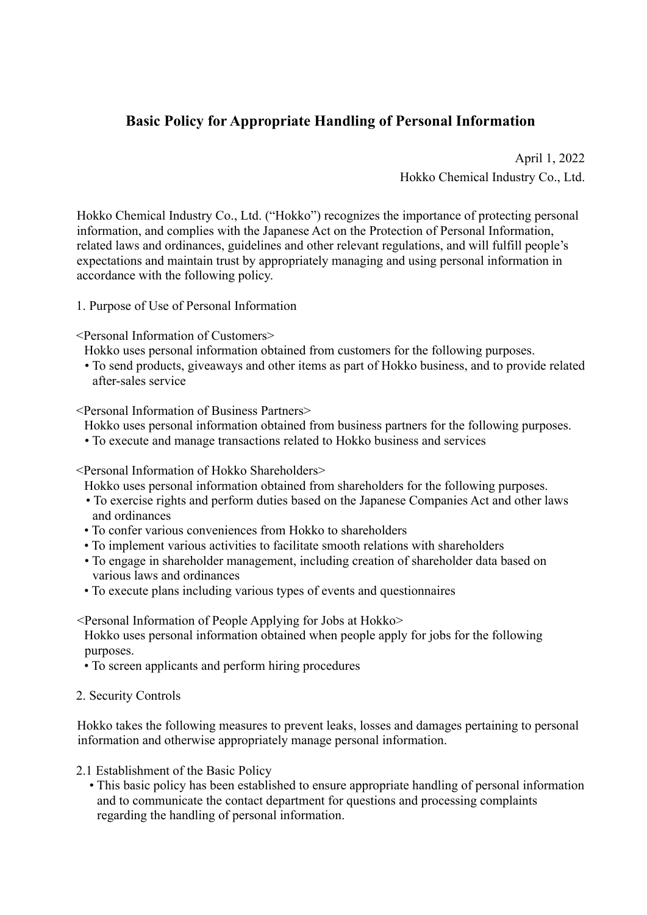# Basic Policy for Appropriate Handling of Personal Information

April 1, 2022
Hokko Chemical Industry Co., Ltd.

Hokko Chemical Industry Co., Ltd. ("Hokko") recognizes the importance of protecting personal information, and complies with the Japanese Act on the Protection of Personal Information, related laws and ordinances, guidelines and other relevant regulations, and will fulfill people's expectations and maintain trust by appropriately managing and using personal information in accordance with the following policy.

## 1. Purpose of Use of Personal Information

<Personal Information of Customers>

Hokko uses personal information obtained from customers for the following purposes.

- To send products, giveaways and other items as part of Hokko business, and to provide related after-sales service

<Personal Information of Business Partners>

Hokko uses personal information obtained from business partners for the following purposes.

- To execute and manage transactions related to Hokko business and services

<Personal Information of Hokko Shareholders>

Hokko uses personal information obtained from shareholders for the following purposes.

- To exercise rights and perform duties based on the Japanese Companies Act and other laws and ordinances
- To confer various conveniences from Hokko to shareholders
- To implement various activities to facilitate smooth relations with shareholders
- To engage in shareholder management, including creation of shareholder data based on various laws and ordinances
- To execute plans including various types of events and questionnaires

<Personal Information of People Applying for Jobs at Hokko>

Hokko uses personal information obtained when people apply for jobs for the following purposes.

- To screen applicants and perform hiring procedures

## 2. Security Controls

Hokko takes the following measures to prevent leaks, losses and damages pertaining to personal information and otherwise appropriately manage personal information.

### 2.1 Establishment of the Basic Policy

- This basic policy has been established to ensure appropriate handling of personal information and to communicate the contact department for questions and processing complaints regarding the handling of personal information.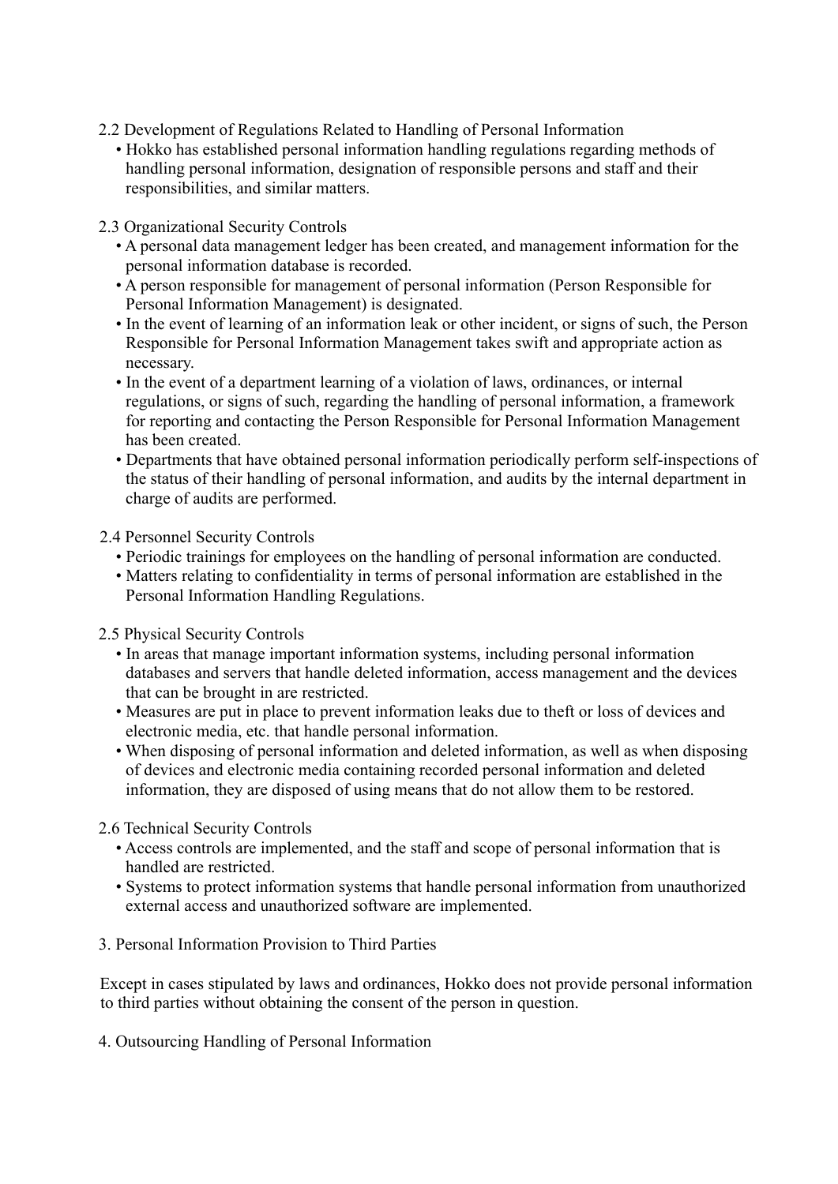### 2.2 Development of Regulations Related to Handling of Personal Information

- Hokko has established personal information handling regulations regarding methods of handling personal information, designation of responsible persons and staff and their responsibilities, and similar matters.

### 2.3 Organizational Security Controls

- A personal data management ledger has been created, and management information for the personal information database is recorded.
- A person responsible for management of personal information (Person Responsible for Personal Information Management) is designated.
- In the event of learning of an information leak or other incident, or signs of such, the Person Responsible for Personal Information Management takes swift and appropriate action as necessary.
- In the event of a department learning of a violation of laws, ordinances, or internal regulations, or signs of such, regarding the handling of personal information, a framework for reporting and contacting the Person Responsible for Personal Information Management has been created.
- Departments that have obtained personal information periodically perform self-inspections of the status of their handling of personal information, and audits by the internal department in charge of audits are performed.

### 2.4 Personnel Security Controls

- Periodic trainings for employees on the handling of personal information are conducted.
- Matters relating to confidentiality in terms of personal information are established in the Personal Information Handling Regulations.

### 2.5 Physical Security Controls

- In areas that manage important information systems, including personal information databases and servers that handle deleted information, access management and the devices that can be brought in are restricted.
- Measures are put in place to prevent information leaks due to theft or loss of devices and electronic media, etc. that handle personal information.
- When disposing of personal information and deleted information, as well as when disposing of devices and electronic media containing recorded personal information and deleted information, they are disposed of using means that do not allow them to be restored.

### 2.6 Technical Security Controls

- Access controls are implemented, and the staff and scope of personal information that is handled are restricted.
- Systems to protect information systems that handle personal information from unauthorized external access and unauthorized software are implemented.

## 3. Personal Information Provision to Third Parties

Except in cases stipulated by laws and ordinances, Hokko does not provide personal information to third parties without obtaining the consent of the person in question.

## 4. Outsourcing Handling of Personal Information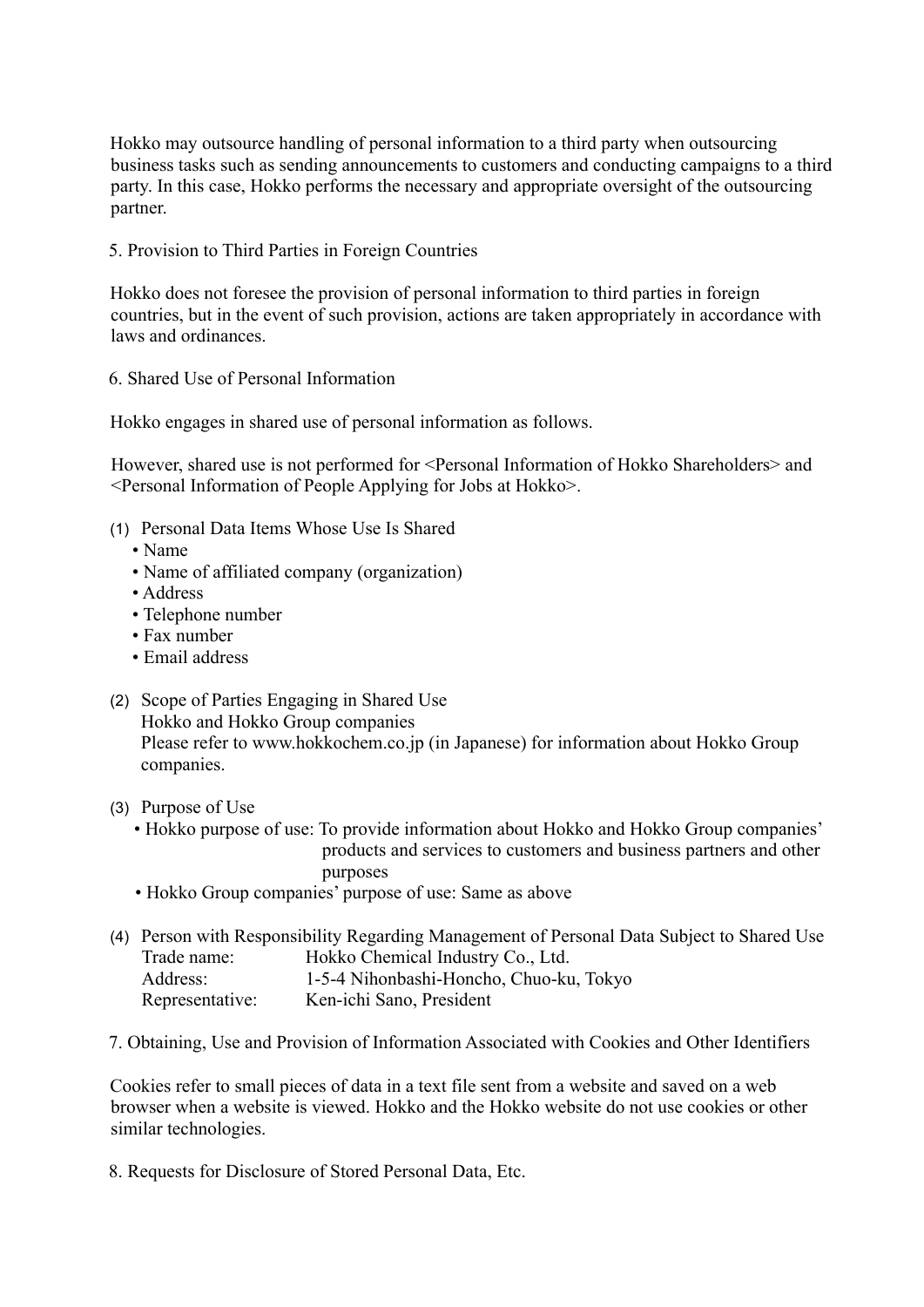Hokko may outsource handling of personal information to a third party when outsourcing business tasks such as sending announcements to customers and conducting campaigns to a third party. In this case, Hokko performs the necessary and appropriate oversight of the outsourcing partner.

## 5. Provision to Third Parties in Foreign Countries

Hokko does not foresee the provision of personal information to third parties in foreign countries, but in the event of such provision, actions are taken appropriately in accordance with laws and ordinances.

## 6. Shared Use of Personal Information

Hokko engages in shared use of personal information as follows.

However, shared use is not performed for <Personal Information of Hokko Shareholders> and <Personal Information of People Applying for Jobs at Hokko>.

(1) Personal Data Items Whose Use Is Shared
- Name
- Name of affiliated company (organization)
- Address
- Telephone number
- Fax number
- Email address

(2) Scope of Parties Engaging in Shared Use
Hokko and Hokko Group companies
Please refer to www.hokkochem.co.jp (in Japanese) for information about Hokko Group companies.

(3) Purpose of Use
- Hokko purpose of use: To provide information about Hokko and Hokko Group companies' products and services to customers and business partners and other purposes
- Hokko Group companies' purpose of use: Same as above

(4) Person with Responsibility Regarding Management of Personal Data Subject to Shared Use
Trade name: Hokko Chemical Industry Co., Ltd.
Address: 1-5-4 Nihonbashi-Honcho, Chuo-ku, Tokyo
Representative: Ken-ichi Sano, President

## 7. Obtaining, Use and Provision of Information Associated with Cookies and Other Identifiers

Cookies refer to small pieces of data in a text file sent from a website and saved on a web browser when a website is viewed. Hokko and the Hokko website do not use cookies or other similar technologies.

## 8. Requests for Disclosure of Stored Personal Data, Etc.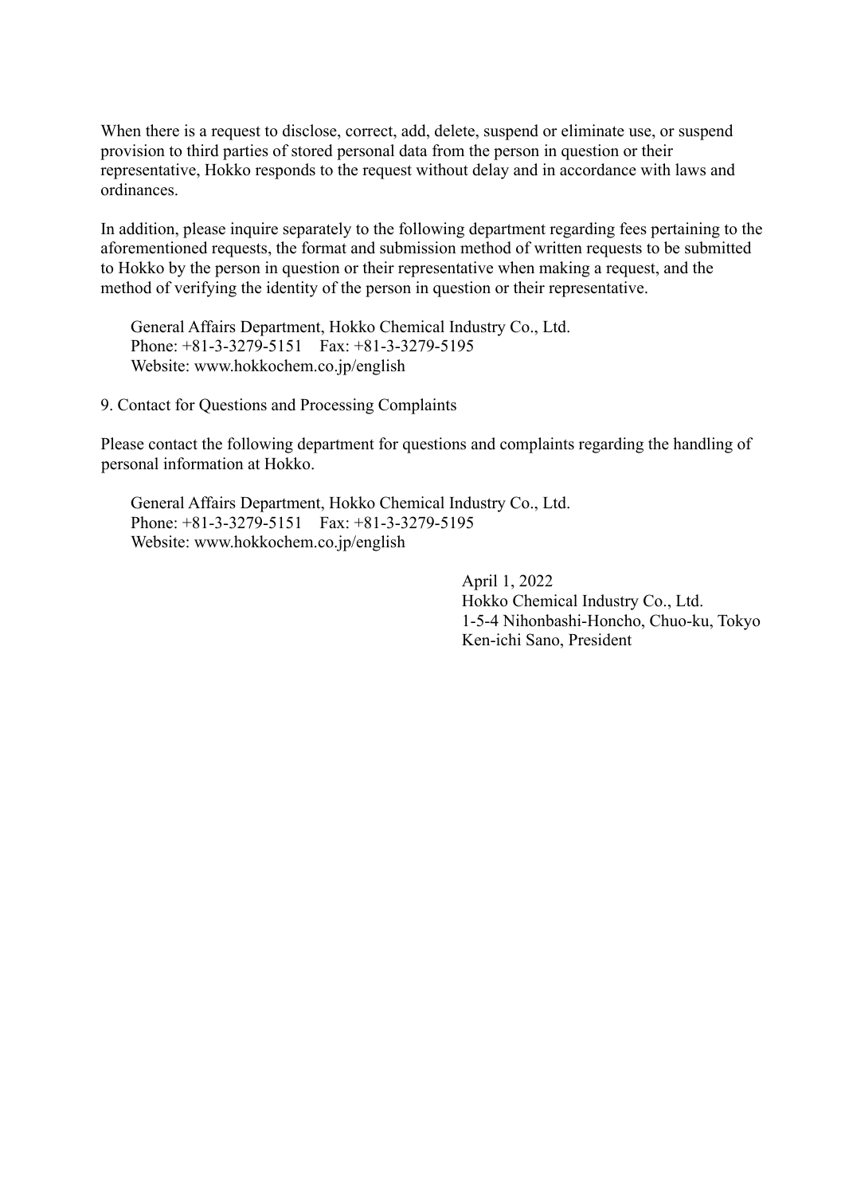When there is a request to disclose, correct, add, delete, suspend or eliminate use, or suspend provision to third parties of stored personal data from the person in question or their representative, Hokko responds to the request without delay and in accordance with laws and ordinances.

In addition, please inquire separately to the following department regarding fees pertaining to the aforementioned requests, the format and submission method of written requests to be submitted to Hokko by the person in question or their representative when making a request, and the method of verifying the identity of the person in question or their representative.

General Affairs Department, Hokko Chemical Industry Co., Ltd.
Phone: +81-3-3279-5151　Fax: +81-3-3279-5195
Website: www.hokkochem.co.jp/english

## 9. Contact for Questions and Processing Complaints

Please contact the following department for questions and complaints regarding the handling of personal information at Hokko.

General Affairs Department, Hokko Chemical Industry Co., Ltd.
Phone: +81-3-3279-5151　Fax: +81-3-3279-5195
Website: www.hokkochem.co.jp/english

April 1, 2022
Hokko Chemical Industry Co., Ltd.
1-5-4 Nihonbashi-Honcho, Chuo-ku, Tokyo
Ken-ichi Sano, President